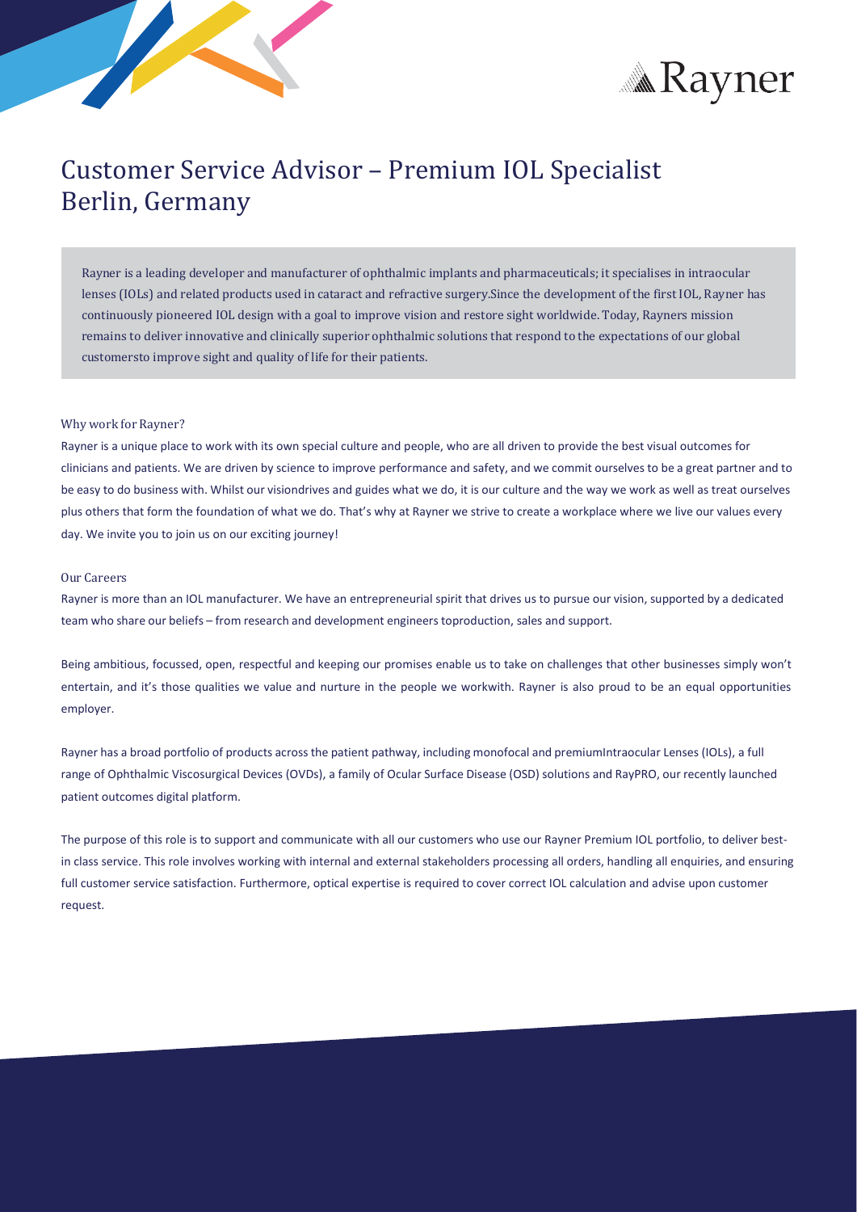# Customer Service Advisor – Premium IOL Specialist
# Berlin, Germany

Rayner is a leading developer and manufacturer of ophthalmic implants and pharmaceuticals; it specialises in intraocular lenses (IOLs) and related products used in cataract and refractive surgery.Since the development of the first IOL, Rayner has continuously pioneered IOL design with a goal to improve vision and restore sight worldwide. Today, Rayners mission remains to deliver innovative and clinically superior ophthalmic solutions that respond to the expectations of our global customersto improve sight and quality of life for their patients.

## Why work for Rayner?

Rayner is a unique place to work with its own special culture and people, who are all driven to provide the best visual outcomes for clinicians and patients. We are driven by science to improve performance and safety, and we commit ourselves to be a great partner and to be easy to do business with. Whilst our visiondrives and guides what we do, it is our culture and the way we work as well as treat ourselves plus others that form the foundation of what we do. That's why at Rayner we strive to create a workplace where we live our values every day. We invite you to join us on our exciting journey!

## Our Careers

Rayner is more than an IOL manufacturer. We have an entrepreneurial spirit that drives us to pursue our vision, supported by a dedicated team who share our beliefs – from research and development engineers toproduction, sales and support.

Being ambitious, focussed, open, respectful and keeping our promises enable us to take on challenges that other businesses simply won't entertain, and it's those qualities we value and nurture in the people we workwith. Rayner is also proud to be an equal opportunities employer.

Rayner has a broad portfolio of products across the patient pathway, including monofocal and premiumIntraocular Lenses (IOLs), a full range of Ophthalmic Viscosurgical Devices (OVDs), a family of Ocular Surface Disease (OSD) solutions and RayPRO, our recently launched patient outcomes digital platform.

The purpose of this role is to support and communicate with all our customers who use our Rayner Premium IOL portfolio, to deliver best-in class service. This role involves working with internal and external stakeholders processing all orders, handling all enquiries, and ensuring full customer service satisfaction. Furthermore, optical expertise is required to cover correct IOL calculation and advise upon customer request.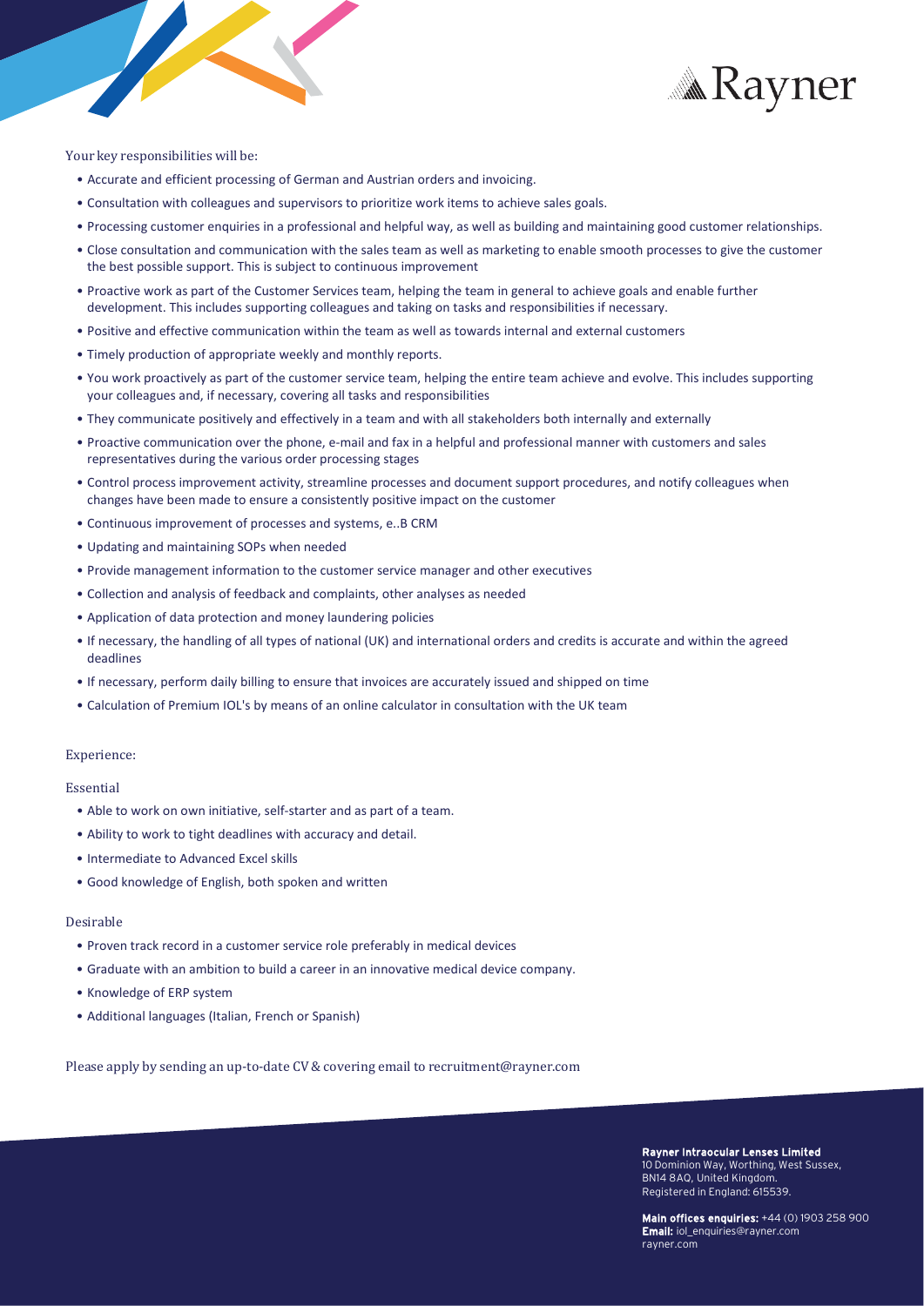Your key responsibilities will be:

- Accurate and efficient processing of German and Austrian orders and invoicing.
- Consultation with colleagues and supervisors to prioritize work items to achieve sales goals.
- Processing customer enquiries in a professional and helpful way, as well as building and maintaining good customer relationships.
- Close consultation and communication with the sales team as well as marketing to enable smooth processes to give the customer the best possible support. This is subject to continuous improvement
- Proactive work as part of the Customer Services team, helping the team in general to achieve goals and enable further development. This includes supporting colleagues and taking on tasks and responsibilities if necessary.
- Positive and effective communication within the team as well as towards internal and external customers
- Timely production of appropriate weekly and monthly reports.
- You work proactively as part of the customer service team, helping the entire team achieve and evolve. This includes supporting your colleagues and, if necessary, covering all tasks and responsibilities
- They communicate positively and effectively in a team and with all stakeholders both internally and externally
- Proactive communication over the phone, e-mail and fax in a helpful and professional manner with customers and sales representatives during the various order processing stages
- Control process improvement activity, streamline processes and document support procedures, and notify colleagues when changes have been made to ensure a consistently positive impact on the customer
- Continuous improvement of processes and systems, e..B CRM
- Updating and maintaining SOPs when needed
- Provide management information to the customer service manager and other executives
- Collection and analysis of feedback and complaints, other analyses as needed
- Application of data protection and money laundering policies
- If necessary, the handling of all types of national (UK) and international orders and credits is accurate and within the agreed deadlines
- If necessary, perform daily billing to ensure that invoices are accurately issued and shipped on time
- Calculation of Premium IOL's by means of an online calculator in consultation with the UK team

Experience:

Essential

- Able to work on own initiative, self-starter and as part of a team.
- Ability to work to tight deadlines with accuracy and detail.
- Intermediate to Advanced Excel skills
- Good knowledge of English, both spoken and written

Desirable

- Proven track record in a customer service role preferably in medical devices
- Graduate with an ambition to build a career in an innovative medical device company.
- Knowledge of ERP system
- Additional languages (Italian, French or Spanish)

Please apply by sending an up-to-date CV & covering email to recruitment@rayner.com

**Rayner Intraocular Lenses Limited**
10 Dominion Way, Worthing, West Sussex, BN14 8AQ, United Kingdom.
Registered in England: 615539.

**Main offices enquiries:** +44 (0) 1903 258 900
**Email:** iol_enquiries@rayner.com
rayner.com